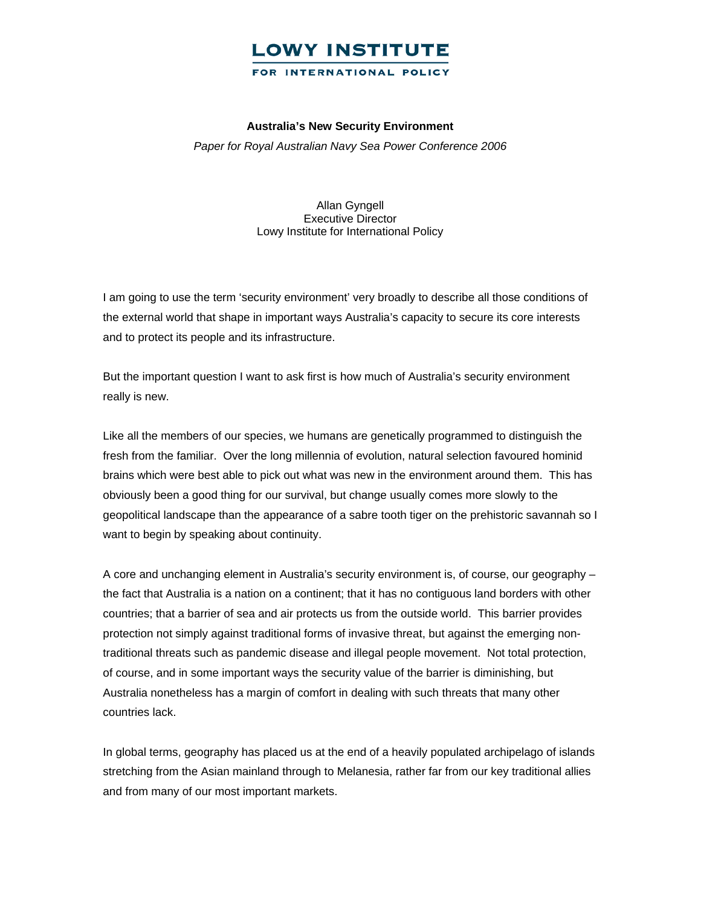**LOWY INSTITUTE**

**FOR INTERNATIONAL POLICY**

# Australia's New Security Environment

*Paper for Royal Australian Navy Sea Power Conference 2006*

Allan Gyngell
Executive Director
Lowy Institute for International Policy

I am going to use the term 'security environment' very broadly to describe all those conditions of the external world that shape in important ways Australia's capacity to secure its core interests and to protect its people and its infrastructure.

But the important question I want to ask first is how much of Australia's security environment really is new.

Like all the members of our species, we humans are genetically programmed to distinguish the fresh from the familiar. Over the long millennia of evolution, natural selection favoured hominid brains which were best able to pick out what was new in the environment around them. This has obviously been a good thing for our survival, but change usually comes more slowly to the geopolitical landscape than the appearance of a sabre tooth tiger on the prehistoric savannah so I want to begin by speaking about continuity.

A core and unchanging element in Australia's security environment is, of course, our geography – the fact that Australia is a nation on a continent; that it has no contiguous land borders with other countries; that a barrier of sea and air protects us from the outside world. This barrier provides protection not simply against traditional forms of invasive threat, but against the emerging non-traditional threats such as pandemic disease and illegal people movement. Not total protection, of course, and in some important ways the security value of the barrier is diminishing, but Australia nonetheless has a margin of comfort in dealing with such threats that many other countries lack.

In global terms, geography has placed us at the end of a heavily populated archipelago of islands stretching from the Asian mainland through to Melanesia, rather far from our key traditional allies and from many of our most important markets.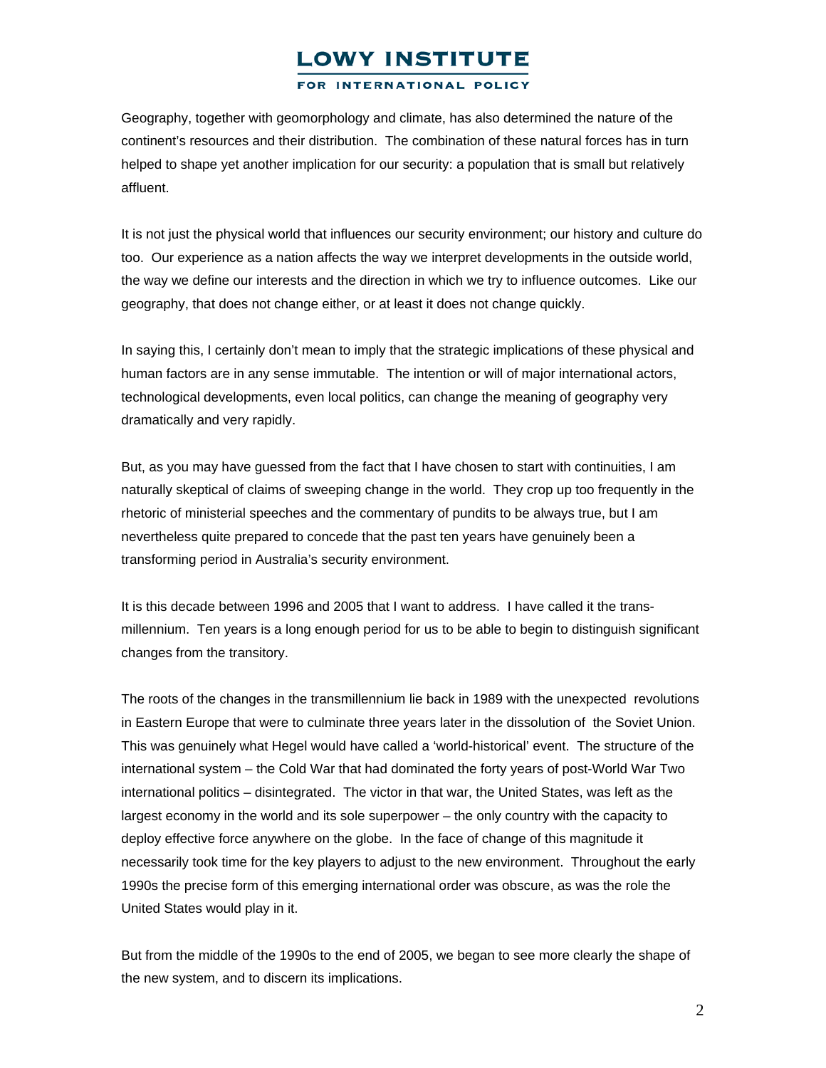Geography, together with geomorphology and climate, has also determined the nature of the continent's resources and their distribution. The combination of these natural forces has in turn helped to shape yet another implication for our security: a population that is small but relatively affluent.

It is not just the physical world that influences our security environment; our history and culture do too. Our experience as a nation affects the way we interpret developments in the outside world, the way we define our interests and the direction in which we try to influence outcomes. Like our geography, that does not change either, or at least it does not change quickly.

In saying this, I certainly don't mean to imply that the strategic implications of these physical and human factors are in any sense immutable. The intention or will of major international actors, technological developments, even local politics, can change the meaning of geography very dramatically and very rapidly.

But, as you may have guessed from the fact that I have chosen to start with continuities, I am naturally skeptical of claims of sweeping change in the world. They crop up too frequently in the rhetoric of ministerial speeches and the commentary of pundits to be always true, but I am nevertheless quite prepared to concede that the past ten years have genuinely been a transforming period in Australia's security environment.

It is this decade between 1996 and 2005 that I want to address. I have called it the trans-millennium. Ten years is a long enough period for us to be able to begin to distinguish significant changes from the transitory.

The roots of the changes in the transmillennium lie back in 1989 with the unexpected revolutions in Eastern Europe that were to culminate three years later in the dissolution of the Soviet Union. This was genuinely what Hegel would have called a 'world-historical' event. The structure of the international system – the Cold War that had dominated the forty years of post-World War Two international politics – disintegrated. The victor in that war, the United States, was left as the largest economy in the world and its sole superpower – the only country with the capacity to deploy effective force anywhere on the globe. In the face of change of this magnitude it necessarily took time for the key players to adjust to the new environment. Throughout the early 1990s the precise form of this emerging international order was obscure, as was the role the United States would play in it.

But from the middle of the 1990s to the end of 2005, we began to see more clearly the shape of the new system, and to discern its implications.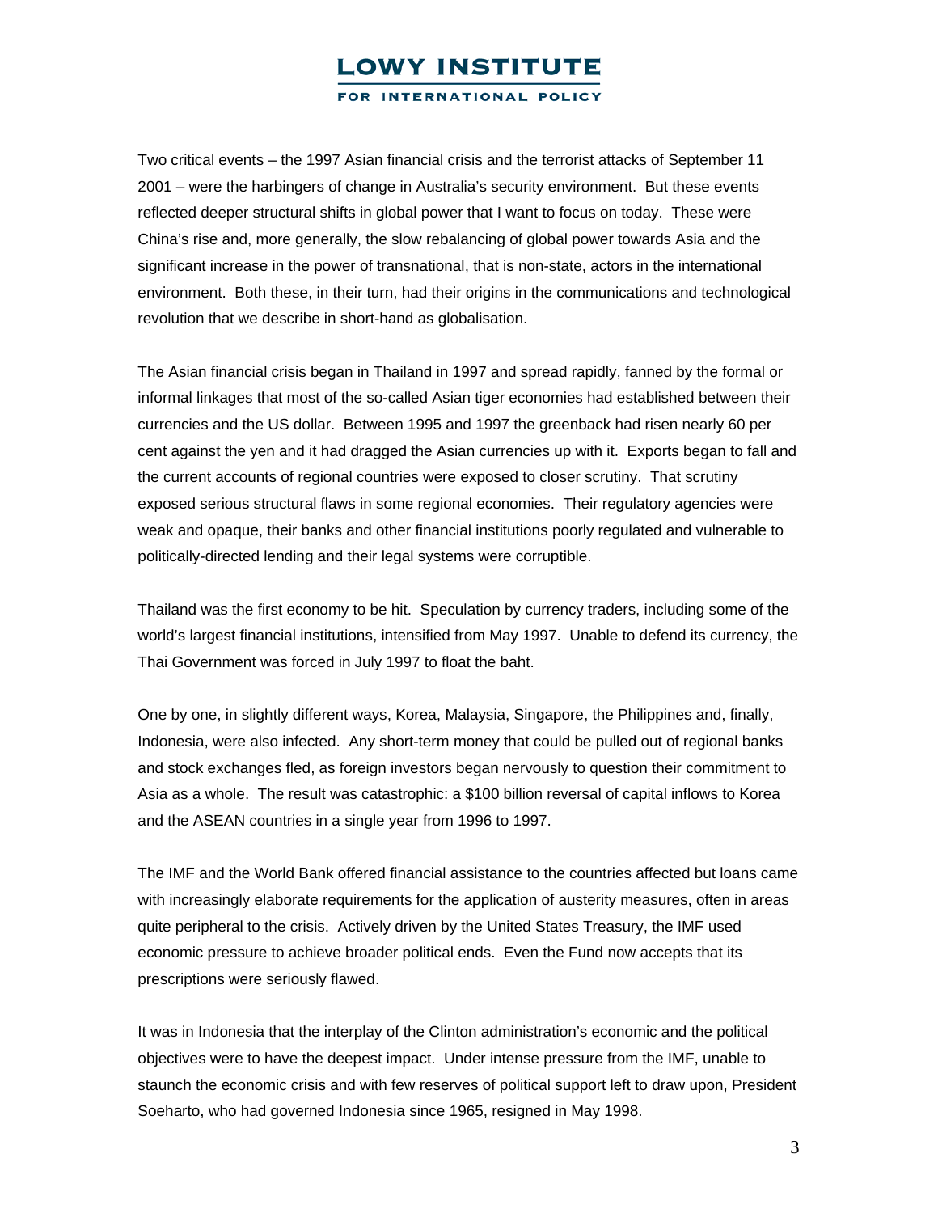Two critical events – the 1997 Asian financial crisis and the terrorist attacks of September 11 2001 – were the harbingers of change in Australia's security environment. But these events reflected deeper structural shifts in global power that I want to focus on today. These were China's rise and, more generally, the slow rebalancing of global power towards Asia and the significant increase in the power of transnational, that is non-state, actors in the international environment. Both these, in their turn, had their origins in the communications and technological revolution that we describe in short-hand as globalisation.

The Asian financial crisis began in Thailand in 1997 and spread rapidly, fanned by the formal or informal linkages that most of the so-called Asian tiger economies had established between their currencies and the US dollar. Between 1995 and 1997 the greenback had risen nearly 60 per cent against the yen and it had dragged the Asian currencies up with it. Exports began to fall and the current accounts of regional countries were exposed to closer scrutiny. That scrutiny exposed serious structural flaws in some regional economies. Their regulatory agencies were weak and opaque, their banks and other financial institutions poorly regulated and vulnerable to politically-directed lending and their legal systems were corruptible.

Thailand was the first economy to be hit. Speculation by currency traders, including some of the world's largest financial institutions, intensified from May 1997. Unable to defend its currency, the Thai Government was forced in July 1997 to float the baht.

One by one, in slightly different ways, Korea, Malaysia, Singapore, the Philippines and, finally, Indonesia, were also infected. Any short-term money that could be pulled out of regional banks and stock exchanges fled, as foreign investors began nervously to question their commitment to Asia as a whole. The result was catastrophic: a $100 billion reversal of capital inflows to Korea and the ASEAN countries in a single year from 1996 to 1997.

The IMF and the World Bank offered financial assistance to the countries affected but loans came with increasingly elaborate requirements for the application of austerity measures, often in areas quite peripheral to the crisis. Actively driven by the United States Treasury, the IMF used economic pressure to achieve broader political ends. Even the Fund now accepts that its prescriptions were seriously flawed.

It was in Indonesia that the interplay of the Clinton administration's economic and the political objectives were to have the deepest impact. Under intense pressure from the IMF, unable to staunch the economic crisis and with few reserves of political support left to draw upon, President Soeharto, who had governed Indonesia since 1965, resigned in May 1998.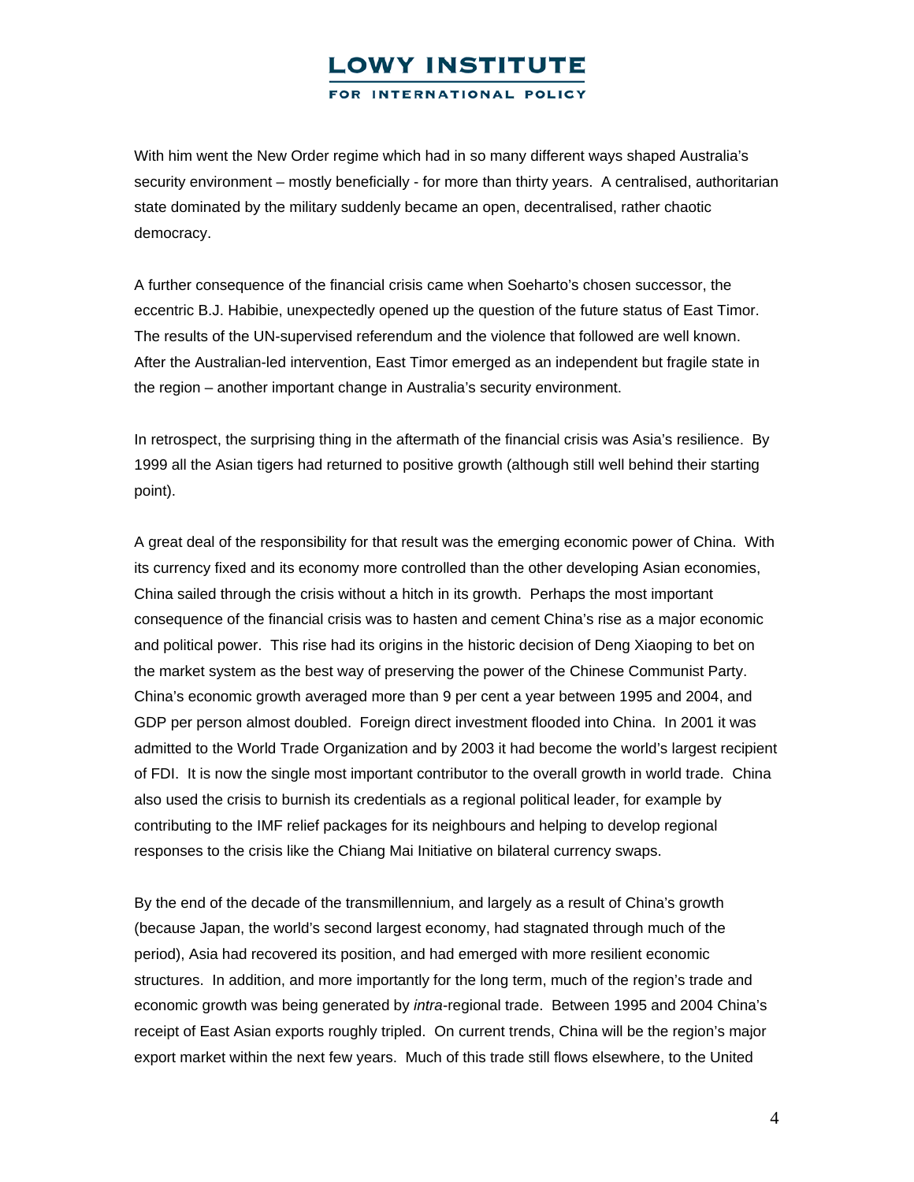With him went the New Order regime which had in so many different ways shaped Australia's security environment – mostly beneficially - for more than thirty years. A centralised, authoritarian state dominated by the military suddenly became an open, decentralised, rather chaotic democracy.

A further consequence of the financial crisis came when Soeharto's chosen successor, the eccentric B.J. Habibie, unexpectedly opened up the question of the future status of East Timor. The results of the UN-supervised referendum and the violence that followed are well known. After the Australian-led intervention, East Timor emerged as an independent but fragile state in the region – another important change in Australia's security environment.

In retrospect, the surprising thing in the aftermath of the financial crisis was Asia's resilience. By 1999 all the Asian tigers had returned to positive growth (although still well behind their starting point).

A great deal of the responsibility for that result was the emerging economic power of China. With its currency fixed and its economy more controlled than the other developing Asian economies, China sailed through the crisis without a hitch in its growth. Perhaps the most important consequence of the financial crisis was to hasten and cement China's rise as a major economic and political power. This rise had its origins in the historic decision of Deng Xiaoping to bet on the market system as the best way of preserving the power of the Chinese Communist Party. China's economic growth averaged more than 9 per cent a year between 1995 and 2004, and GDP per person almost doubled. Foreign direct investment flooded into China. In 2001 it was admitted to the World Trade Organization and by 2003 it had become the world's largest recipient of FDI. It is now the single most important contributor to the overall growth in world trade. China also used the crisis to burnish its credentials as a regional political leader, for example by contributing to the IMF relief packages for its neighbours and helping to develop regional responses to the crisis like the Chiang Mai Initiative on bilateral currency swaps.

By the end of the decade of the transmillennium, and largely as a result of China's growth (because Japan, the world's second largest economy, had stagnated through much of the period), Asia had recovered its position, and had emerged with more resilient economic structures. In addition, and more importantly for the long term, much of the region's trade and economic growth was being generated by *intra*-regional trade. Between 1995 and 2004 China's receipt of East Asian exports roughly tripled. On current trends, China will be the region's major export market within the next few years. Much of this trade still flows elsewhere, to the United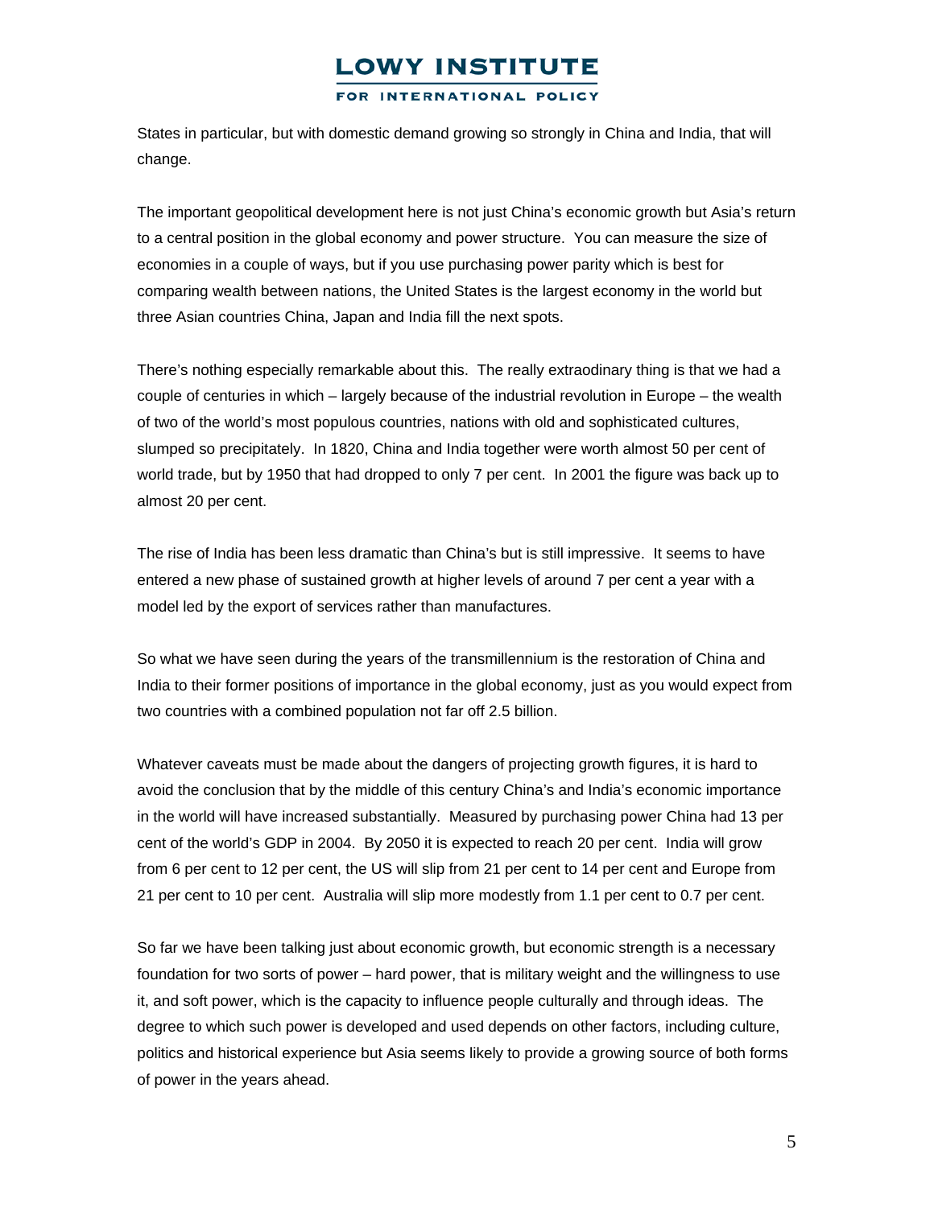States in particular, but with domestic demand growing so strongly in China and India, that will change.

The important geopolitical development here is not just China's economic growth but Asia's return to a central position in the global economy and power structure. You can measure the size of economies in a couple of ways, but if you use purchasing power parity which is best for comparing wealth between nations, the United States is the largest economy in the world but three Asian countries China, Japan and India fill the next spots.

There's nothing especially remarkable about this. The really extraodinary thing is that we had a couple of centuries in which – largely because of the industrial revolution in Europe – the wealth of two of the world's most populous countries, nations with old and sophisticated cultures, slumped so precipitately. In 1820, China and India together were worth almost 50 per cent of world trade, but by 1950 that had dropped to only 7 per cent. In 2001 the figure was back up to almost 20 per cent.

The rise of India has been less dramatic than China's but is still impressive. It seems to have entered a new phase of sustained growth at higher levels of around 7 per cent a year with a model led by the export of services rather than manufactures.

So what we have seen during the years of the transmillennium is the restoration of China and India to their former positions of importance in the global economy, just as you would expect from two countries with a combined population not far off 2.5 billion.

Whatever caveats must be made about the dangers of projecting growth figures, it is hard to avoid the conclusion that by the middle of this century China's and India's economic importance in the world will have increased substantially. Measured by purchasing power China had 13 per cent of the world's GDP in 2004. By 2050 it is expected to reach 20 per cent. India will grow from 6 per cent to 12 per cent, the US will slip from 21 per cent to 14 per cent and Europe from 21 per cent to 10 per cent. Australia will slip more modestly from 1.1 per cent to 0.7 per cent.

So far we have been talking just about economic growth, but economic strength is a necessary foundation for two sorts of power – hard power, that is military weight and the willingness to use it, and soft power, which is the capacity to influence people culturally and through ideas. The degree to which such power is developed and used depends on other factors, including culture, politics and historical experience but Asia seems likely to provide a growing source of both forms of power in the years ahead.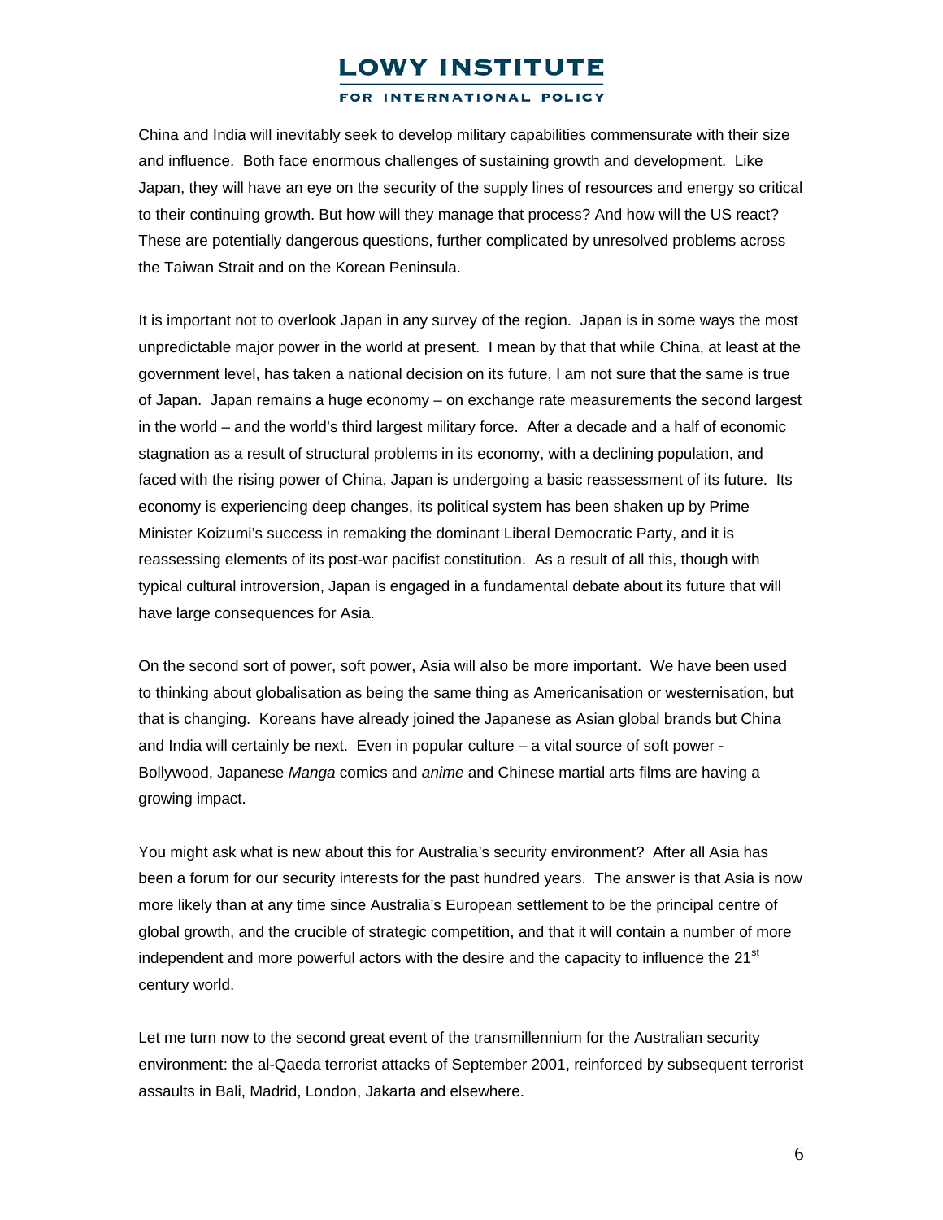China and India will inevitably seek to develop military capabilities commensurate with their size and influence. Both face enormous challenges of sustaining growth and development. Like Japan, they will have an eye on the security of the supply lines of resources and energy so critical to their continuing growth. But how will they manage that process? And how will the US react? These are potentially dangerous questions, further complicated by unresolved problems across the Taiwan Strait and on the Korean Peninsula.

It is important not to overlook Japan in any survey of the region. Japan is in some ways the most unpredictable major power in the world at present. I mean by that that while China, at least at the government level, has taken a national decision on its future, I am not sure that the same is true of Japan. Japan remains a huge economy – on exchange rate measurements the second largest in the world – and the world's third largest military force. After a decade and a half of economic stagnation as a result of structural problems in its economy, with a declining population, and faced with the rising power of China, Japan is undergoing a basic reassessment of its future. Its economy is experiencing deep changes, its political system has been shaken up by Prime Minister Koizumi's success in remaking the dominant Liberal Democratic Party, and it is reassessing elements of its post-war pacifist constitution. As a result of all this, though with typical cultural introversion, Japan is engaged in a fundamental debate about its future that will have large consequences for Asia.

On the second sort of power, soft power, Asia will also be more important. We have been used to thinking about globalisation as being the same thing as Americanisation or westernisation, but that is changing. Koreans have already joined the Japanese as Asian global brands but China and India will certainly be next. Even in popular culture – a vital source of soft power - Bollywood, Japanese *Manga* comics and *anime* and Chinese martial arts films are having a growing impact.

You might ask what is new about this for Australia's security environment? After all Asia has been a forum for our security interests for the past hundred years. The answer is that Asia is now more likely than at any time since Australia's European settlement to be the principal centre of global growth, and the crucible of strategic competition, and that it will contain a number of more independent and more powerful actors with the desire and the capacity to influence the 21st century world.

Let me turn now to the second great event of the transmillennium for the Australian security environment: the al-Qaeda terrorist attacks of September 2001, reinforced by subsequent terrorist assaults in Bali, Madrid, London, Jakarta and elsewhere.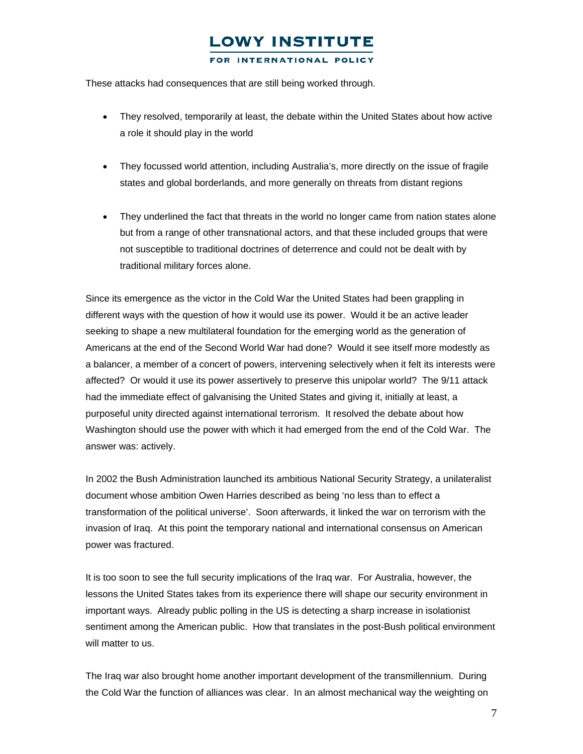These attacks had consequences that are still being worked through.

- They resolved, temporarily at least, the debate within the United States about how active a role it should play in the world
- They focussed world attention, including Australia's, more directly on the issue of fragile states and global borderlands, and more generally on threats from distant regions
- They underlined the fact that threats in the world no longer came from nation states alone but from a range of other transnational actors, and that these included groups that were not susceptible to traditional doctrines of deterrence and could not be dealt with by traditional military forces alone.

Since its emergence as the victor in the Cold War the United States had been grappling in different ways with the question of how it would use its power. Would it be an active leader seeking to shape a new multilateral foundation for the emerging world as the generation of Americans at the end of the Second World War had done? Would it see itself more modestly as a balancer, a member of a concert of powers, intervening selectively when it felt its interests were affected? Or would it use its power assertively to preserve this unipolar world? The 9/11 attack had the immediate effect of galvanising the United States and giving it, initially at least, a purposeful unity directed against international terrorism. It resolved the debate about how Washington should use the power with which it had emerged from the end of the Cold War. The answer was: actively.

In 2002 the Bush Administration launched its ambitious National Security Strategy, a unilateralist document whose ambition Owen Harries described as being 'no less than to effect a transformation of the political universe'. Soon afterwards, it linked the war on terrorism with the invasion of Iraq. At this point the temporary national and international consensus on American power was fractured.

It is too soon to see the full security implications of the Iraq war. For Australia, however, the lessons the United States takes from its experience there will shape our security environment in important ways. Already public polling in the US is detecting a sharp increase in isolationist sentiment among the American public. How that translates in the post-Bush political environment will matter to us.

The Iraq war also brought home another important development of the transmillennium. During the Cold War the function of alliances was clear. In an almost mechanical way the weighting on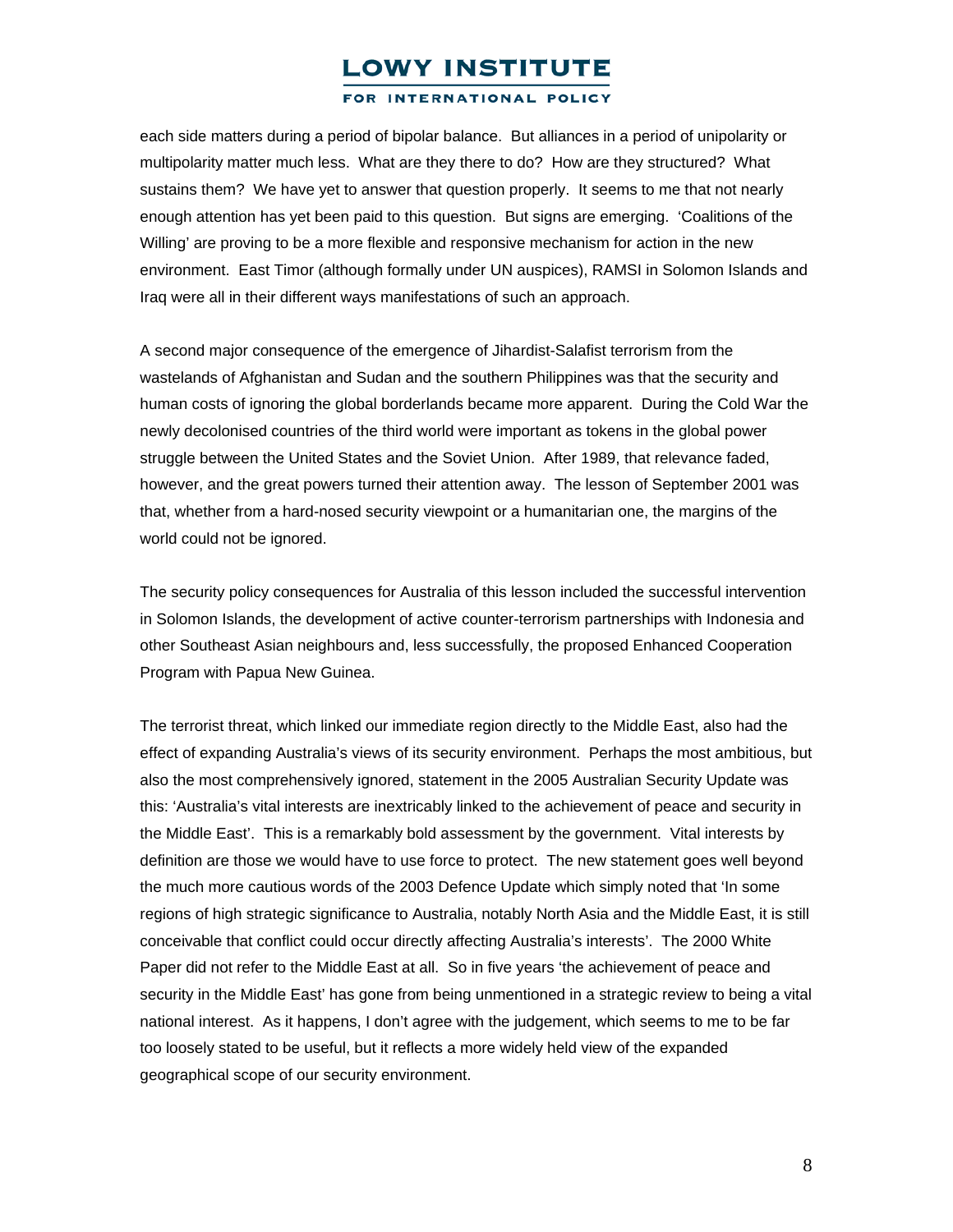each side matters during a period of bipolar balance. But alliances in a period of unipolarity or multipolarity matter much less. What are they there to do? How are they structured? What sustains them? We have yet to answer that question properly. It seems to me that not nearly enough attention has yet been paid to this question. But signs are emerging. 'Coalitions of the Willing' are proving to be a more flexible and responsive mechanism for action in the new environment. East Timor (although formally under UN auspices), RAMSI in Solomon Islands and Iraq were all in their different ways manifestations of such an approach.

A second major consequence of the emergence of Jihardist-Salafist terrorism from the wastelands of Afghanistan and Sudan and the southern Philippines was that the security and human costs of ignoring the global borderlands became more apparent. During the Cold War the newly decolonised countries of the third world were important as tokens in the global power struggle between the United States and the Soviet Union. After 1989, that relevance faded, however, and the great powers turned their attention away. The lesson of September 2001 was that, whether from a hard-nosed security viewpoint or a humanitarian one, the margins of the world could not be ignored.

The security policy consequences for Australia of this lesson included the successful intervention in Solomon Islands, the development of active counter-terrorism partnerships with Indonesia and other Southeast Asian neighbours and, less successfully, the proposed Enhanced Cooperation Program with Papua New Guinea.

The terrorist threat, which linked our immediate region directly to the Middle East, also had the effect of expanding Australia's views of its security environment. Perhaps the most ambitious, but also the most comprehensively ignored, statement in the 2005 Australian Security Update was this: 'Australia's vital interests are inextricably linked to the achievement of peace and security in the Middle East'. This is a remarkably bold assessment by the government. Vital interests by definition are those we would have to use force to protect. The new statement goes well beyond the much more cautious words of the 2003 Defence Update which simply noted that 'In some regions of high strategic significance to Australia, notably North Asia and the Middle East, it is still conceivable that conflict could occur directly affecting Australia's interests'. The 2000 White Paper did not refer to the Middle East at all. So in five years 'the achievement of peace and security in the Middle East' has gone from being unmentioned in a strategic review to being a vital national interest. As it happens, I don't agree with the judgement, which seems to me to be far too loosely stated to be useful, but it reflects a more widely held view of the expanded geographical scope of our security environment.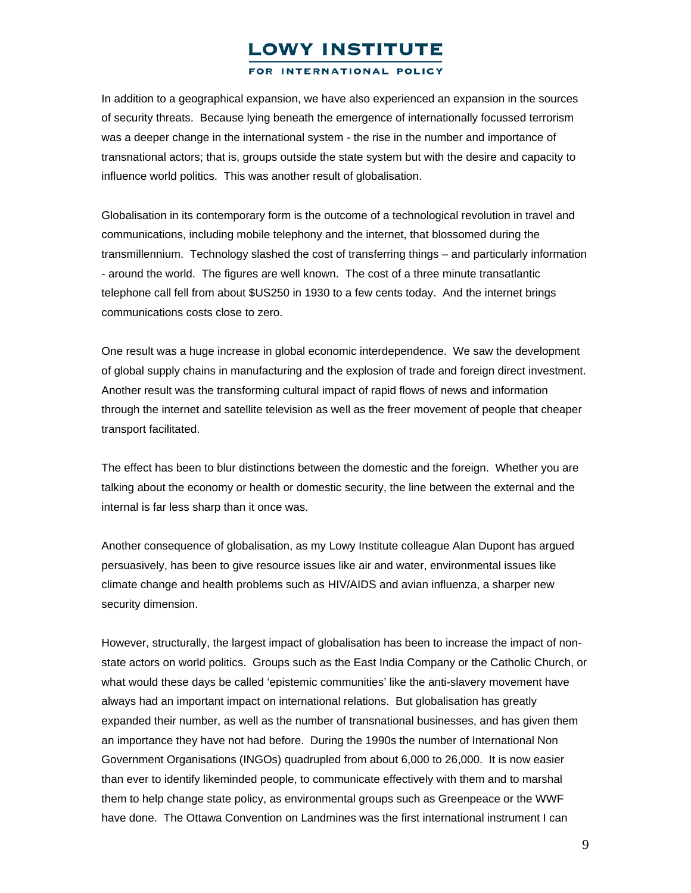In addition to a geographical expansion, we have also experienced an expansion in the sources of security threats. Because lying beneath the emergence of internationally focussed terrorism was a deeper change in the international system - the rise in the number and importance of transnational actors; that is, groups outside the state system but with the desire and capacity to influence world politics. This was another result of globalisation.

Globalisation in its contemporary form is the outcome of a technological revolution in travel and communications, including mobile telephony and the internet, that blossomed during the transmillennium. Technology slashed the cost of transferring things – and particularly information - around the world. The figures are well known. The cost of a three minute transatlantic telephone call fell from about $US250 in 1930 to a few cents today. And the internet brings communications costs close to zero.

One result was a huge increase in global economic interdependence. We saw the development of global supply chains in manufacturing and the explosion of trade and foreign direct investment. Another result was the transforming cultural impact of rapid flows of news and information through the internet and satellite television as well as the freer movement of people that cheaper transport facilitated.

The effect has been to blur distinctions between the domestic and the foreign. Whether you are talking about the economy or health or domestic security, the line between the external and the internal is far less sharp than it once was.

Another consequence of globalisation, as my Lowy Institute colleague Alan Dupont has argued persuasively, has been to give resource issues like air and water, environmental issues like climate change and health problems such as HIV/AIDS and avian influenza, a sharper new security dimension.

However, structurally, the largest impact of globalisation has been to increase the impact of non-state actors on world politics. Groups such as the East India Company or the Catholic Church, or what would these days be called 'epistemic communities' like the anti-slavery movement have always had an important impact on international relations. But globalisation has greatly expanded their number, as well as the number of transnational businesses, and has given them an importance they have not had before. During the 1990s the number of International Non Government Organisations (INGOs) quadrupled from about 6,000 to 26,000. It is now easier than ever to identify likeminded people, to communicate effectively with them and to marshal them to help change state policy, as environmental groups such as Greenpeace or the WWF have done. The Ottawa Convention on Landmines was the first international instrument I can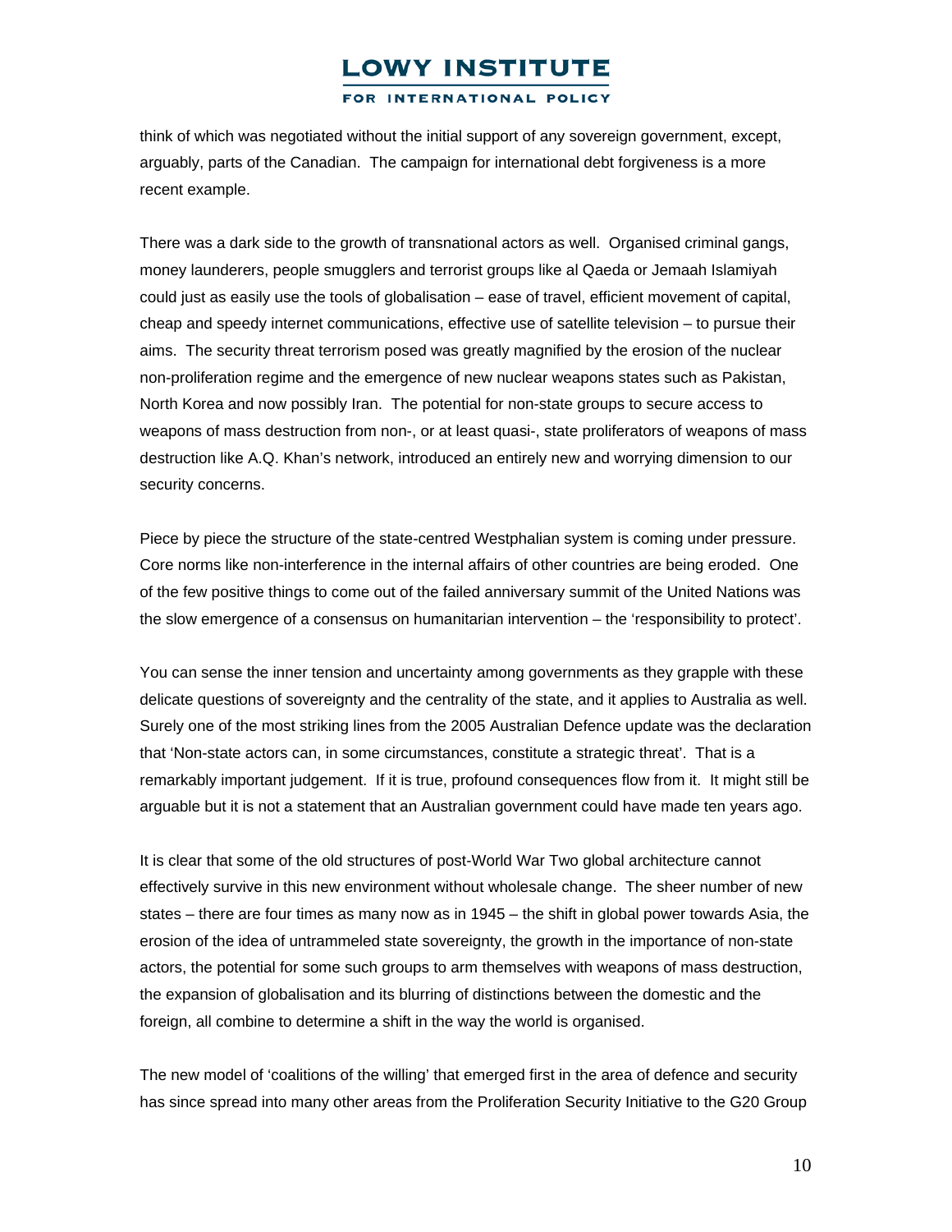think of which was negotiated without the initial support of any sovereign government, except, arguably, parts of the Canadian. The campaign for international debt forgiveness is a more recent example.

There was a dark side to the growth of transnational actors as well. Organised criminal gangs, money launderers, people smugglers and terrorist groups like al Qaeda or Jemaah Islamiyah could just as easily use the tools of globalisation – ease of travel, efficient movement of capital, cheap and speedy internet communications, effective use of satellite television – to pursue their aims. The security threat terrorism posed was greatly magnified by the erosion of the nuclear non-proliferation regime and the emergence of new nuclear weapons states such as Pakistan, North Korea and now possibly Iran. The potential for non-state groups to secure access to weapons of mass destruction from non-, or at least quasi-, state proliferators of weapons of mass destruction like A.Q. Khan's network, introduced an entirely new and worrying dimension to our security concerns.

Piece by piece the structure of the state-centred Westphalian system is coming under pressure. Core norms like non-interference in the internal affairs of other countries are being eroded. One of the few positive things to come out of the failed anniversary summit of the United Nations was the slow emergence of a consensus on humanitarian intervention – the 'responsibility to protect'.

You can sense the inner tension and uncertainty among governments as they grapple with these delicate questions of sovereignty and the centrality of the state, and it applies to Australia as well. Surely one of the most striking lines from the 2005 Australian Defence update was the declaration that 'Non-state actors can, in some circumstances, constitute a strategic threat'. That is a remarkably important judgement. If it is true, profound consequences flow from it. It might still be arguable but it is not a statement that an Australian government could have made ten years ago.

It is clear that some of the old structures of post-World War Two global architecture cannot effectively survive in this new environment without wholesale change. The sheer number of new states – there are four times as many now as in 1945 – the shift in global power towards Asia, the erosion of the idea of untrammeled state sovereignty, the growth in the importance of non-state actors, the potential for some such groups to arm themselves with weapons of mass destruction, the expansion of globalisation and its blurring of distinctions between the domestic and the foreign, all combine to determine a shift in the way the world is organised.

The new model of 'coalitions of the willing' that emerged first in the area of defence and security has since spread into many other areas from the Proliferation Security Initiative to the G20 Group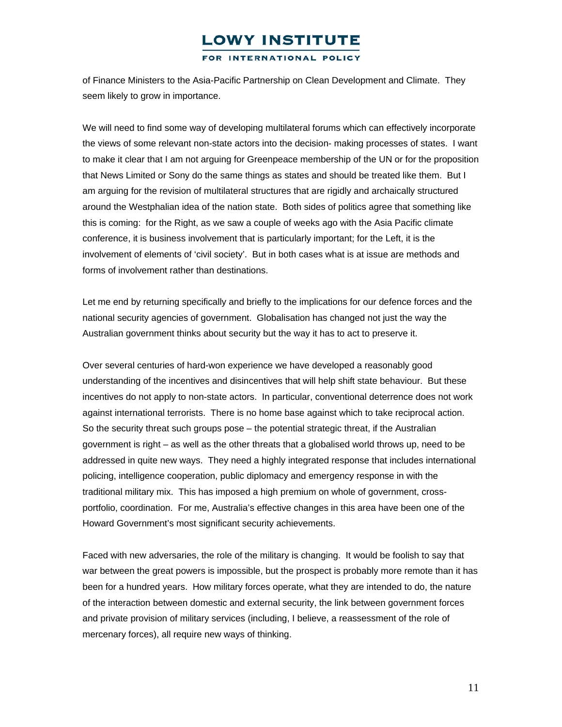of Finance Ministers to the Asia-Pacific Partnership on Clean Development and Climate. They seem likely to grow in importance.

We will need to find some way of developing multilateral forums which can effectively incorporate the views of some relevant non-state actors into the decision- making processes of states. I want to make it clear that I am not arguing for Greenpeace membership of the UN or for the proposition that News Limited or Sony do the same things as states and should be treated like them. But I am arguing for the revision of multilateral structures that are rigidly and archaically structured around the Westphalian idea of the nation state. Both sides of politics agree that something like this is coming: for the Right, as we saw a couple of weeks ago with the Asia Pacific climate conference, it is business involvement that is particularly important; for the Left, it is the involvement of elements of 'civil society'. But in both cases what is at issue are methods and forms of involvement rather than destinations.

Let me end by returning specifically and briefly to the implications for our defence forces and the national security agencies of government. Globalisation has changed not just the way the Australian government thinks about security but the way it has to act to preserve it.

Over several centuries of hard-won experience we have developed a reasonably good understanding of the incentives and disincentives that will help shift state behaviour. But these incentives do not apply to non-state actors. In particular, conventional deterrence does not work against international terrorists. There is no home base against which to take reciprocal action. So the security threat such groups pose – the potential strategic threat, if the Australian government is right – as well as the other threats that a globalised world throws up, need to be addressed in quite new ways. They need a highly integrated response that includes international policing, intelligence cooperation, public diplomacy and emergency response in with the traditional military mix. This has imposed a high premium on whole of government, cross-portfolio, coordination. For me, Australia's effective changes in this area have been one of the Howard Government's most significant security achievements.

Faced with new adversaries, the role of the military is changing. It would be foolish to say that war between the great powers is impossible, but the prospect is probably more remote than it has been for a hundred years. How military forces operate, what they are intended to do, the nature of the interaction between domestic and external security, the link between government forces and private provision of military services (including, I believe, a reassessment of the role of mercenary forces), all require new ways of thinking.